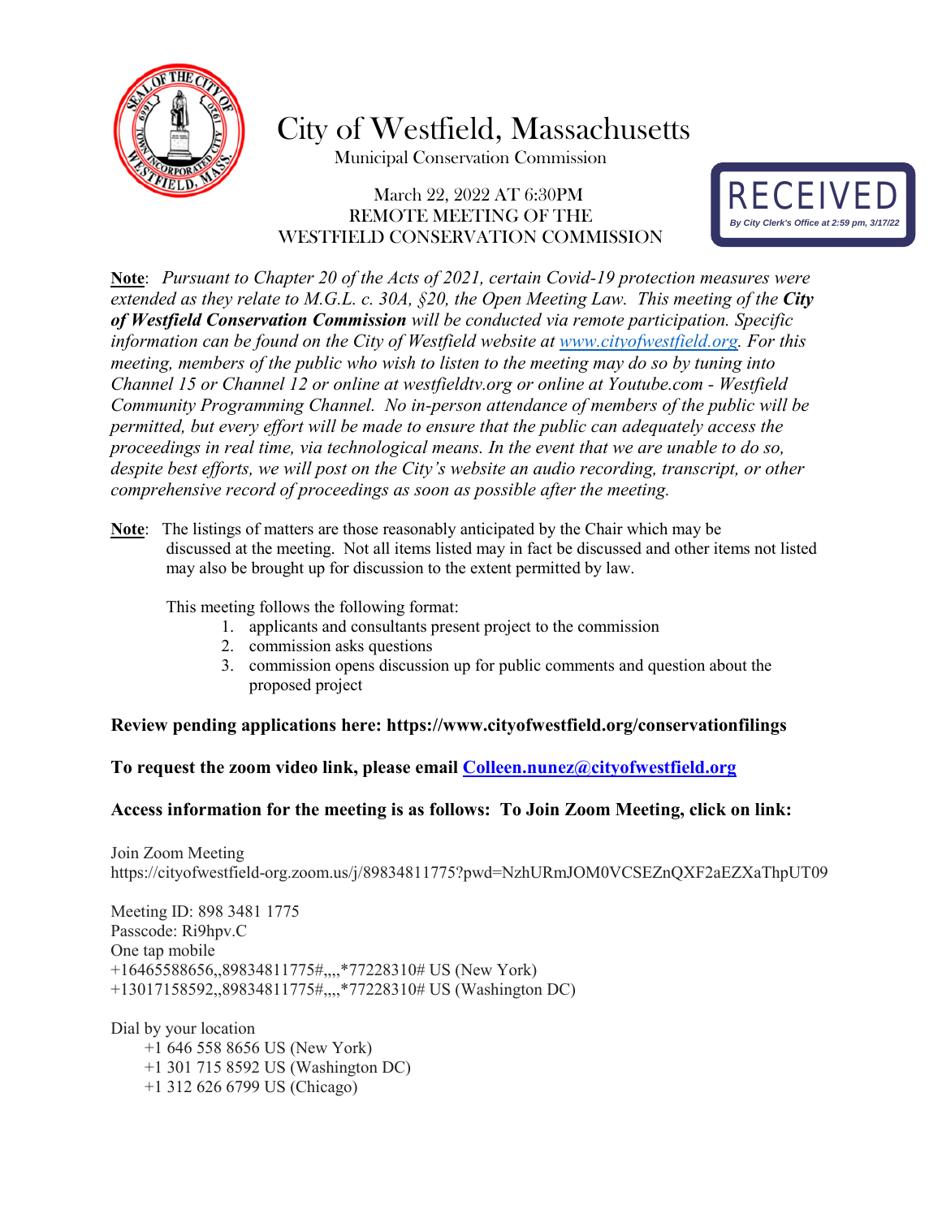# City of Westfield, Massachusetts

Municipal Conservation Commission

March 22, 2022 AT 6:30PM
REMOTE MEETING OF THE
WESTFIELD CONSERVATION COMMISSION

RECEIVED
*By City Clerk's Office at 2:59 pm, 3/17/22*

**Note**: *Pursuant to Chapter 20 of the Acts of 2021, certain Covid-19 protection measures were extended as they relate to M.G.L. c. 30A, §20, the Open Meeting Law. This meeting of the* ***City of Westfield Conservation Commission*** *will be conducted via remote participation. Specific information can be found on the City of Westfield website at [www.cityofwestfield.org](http://www.cityofwestfield.org). For this meeting, members of the public who wish to listen to the meeting may do so by tuning into Channel 15 or Channel 12 or online at westfieldtv.org or online at Youtube.com - Westfield Community Programming Channel. No in-person attendance of members of the public will be permitted, but every effort will be made to ensure that the public can adequately access the proceedings in real time, via technological means. In the event that we are unable to do so, despite best efforts, we will post on the City's website an audio recording, transcript, or other comprehensive record of proceedings as soon as possible after the meeting.*

**Note**: The listings of matters are those reasonably anticipated by the Chair which may be discussed at the meeting. Not all items listed may in fact be discussed and other items not listed may also be brought up for discussion to the extent permitted by law.

This meeting follows the following format:

1. applicants and consultants present project to the commission
2. commission asks questions
3. commission opens discussion up for public comments and question about the proposed project

**Review pending applications here: https://www.cityofwestfield.org/conservationfilings**

**To request the zoom video link, please email [Colleen.nunez@cityofwestfield.org](mailto:Colleen.nunez@cityofwestfield.org)**

**Access information for the meeting is as follows: To Join Zoom Meeting, click on link:**

Join Zoom Meeting
https://cityofwestfield-org.zoom.us/j/89834811775?pwd=NzhURmJOM0VCSEZnQXF2aEZXaThpUT09

Meeting ID: 898 3481 1775
Passcode: Ri9hpv.C
One tap mobile
+16465588656,,89834811775#,,,,*77228310# US (New York)
+13017158592,,89834811775#,,,,*77228310# US (Washington DC)

Dial by your location
+1 646 558 8656 US (New York)
+1 301 715 8592 US (Washington DC)
+1 312 626 6799 US (Chicago)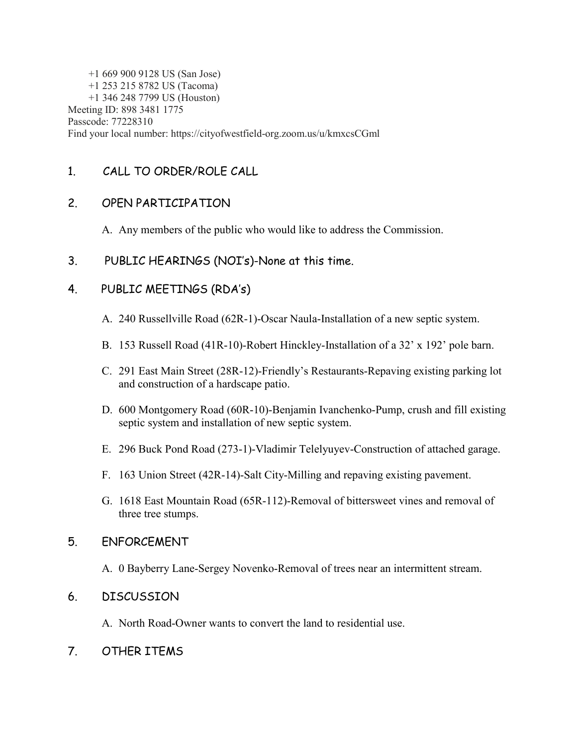+1 669 900 9128 US (San Jose)
+1 253 215 8782 US (Tacoma)
+1 346 248 7799 US (Houston)

Meeting ID: 898 3481 1775
Passcode: 77228310
Find your local number: https://cityofwestfield-org.zoom.us/u/kmxcsCGml

## 1. CALL TO ORDER/ROLE CALL

## 2. OPEN PARTICIPATION

A. Any members of the public who would like to address the Commission.

## 3. PUBLIC HEARINGS (NOI's)-None at this time.

## 4. PUBLIC MEETINGS (RDA's)

A. 240 Russellville Road (62R-1)-Oscar Naula-Installation of a new septic system.

B. 153 Russell Road (41R-10)-Robert Hinckley-Installation of a 32' x 192' pole barn.

C. 291 East Main Street (28R-12)-Friendly's Restaurants-Repaving existing parking lot and construction of a hardscape patio.

D. 600 Montgomery Road (60R-10)-Benjamin Ivanchenko-Pump, crush and fill existing septic system and installation of new septic system.

E. 296 Buck Pond Road (273-1)-Vladimir Telelyuyev-Construction of attached garage.

F. 163 Union Street (42R-14)-Salt City-Milling and repaving existing pavement.

G. 1618 East Mountain Road (65R-112)-Removal of bittersweet vines and removal of three tree stumps.

## 5. ENFORCEMENT

A. 0 Bayberry Lane-Sergey Novenko-Removal of trees near an intermittent stream.

## 6. DISCUSSION

A. North Road-Owner wants to convert the land to residential use.

## 7. OTHER ITEMS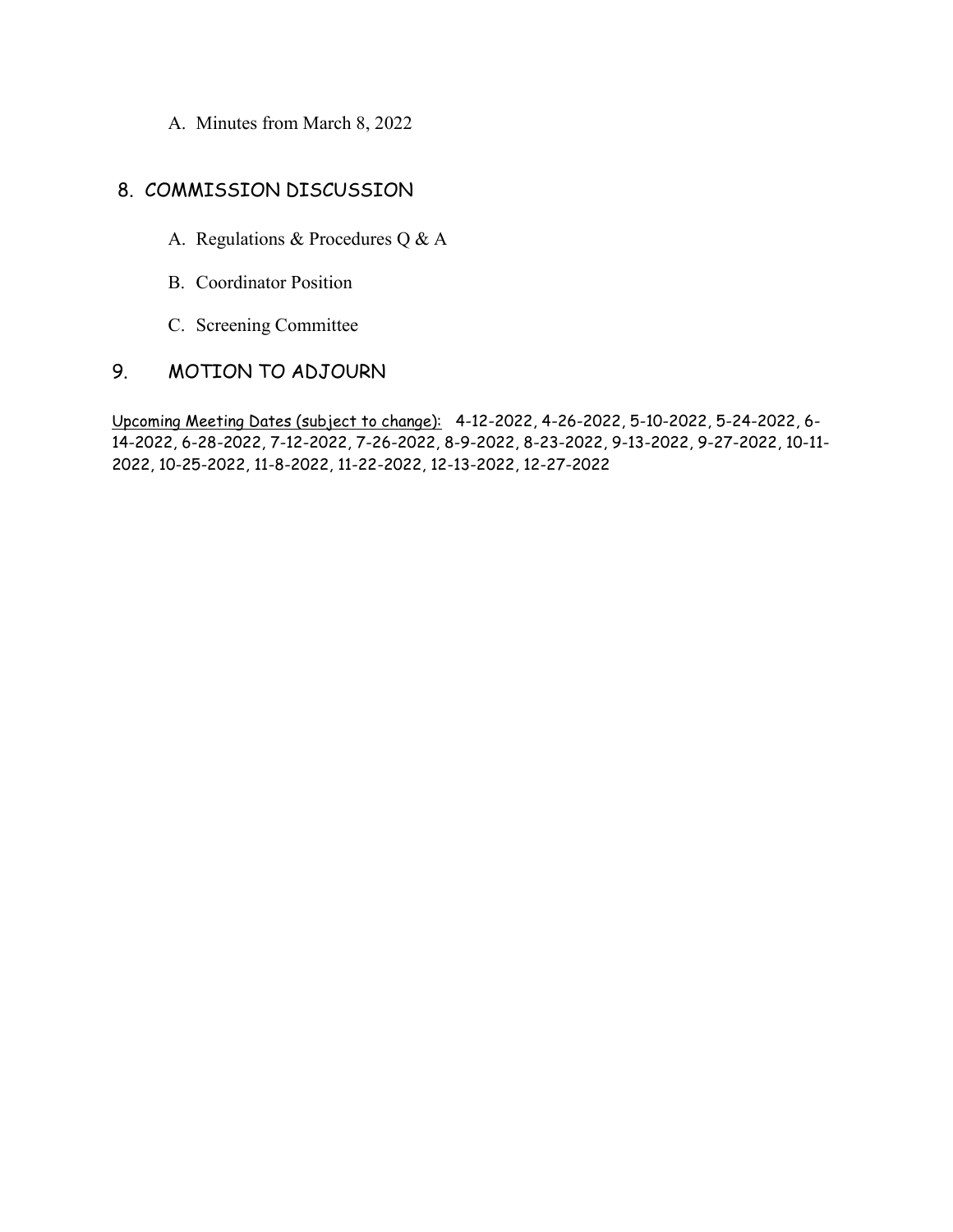A. Minutes from March 8, 2022

## 8. COMMISSION DISCUSSION

A. Regulations & Procedures Q & A

B. Coordinator Position

C. Screening Committee

## 9. MOTION TO ADJOURN

Upcoming Meeting Dates (subject to change): 4-12-2022, 4-26-2022, 5-10-2022, 5-24-2022, 6-14-2022, 6-28-2022, 7-12-2022, 7-26-2022, 8-9-2022, 8-23-2022, 9-13-2022, 9-27-2022, 10-11-2022, 10-25-2022, 11-8-2022, 11-22-2022, 12-13-2022, 12-27-2022